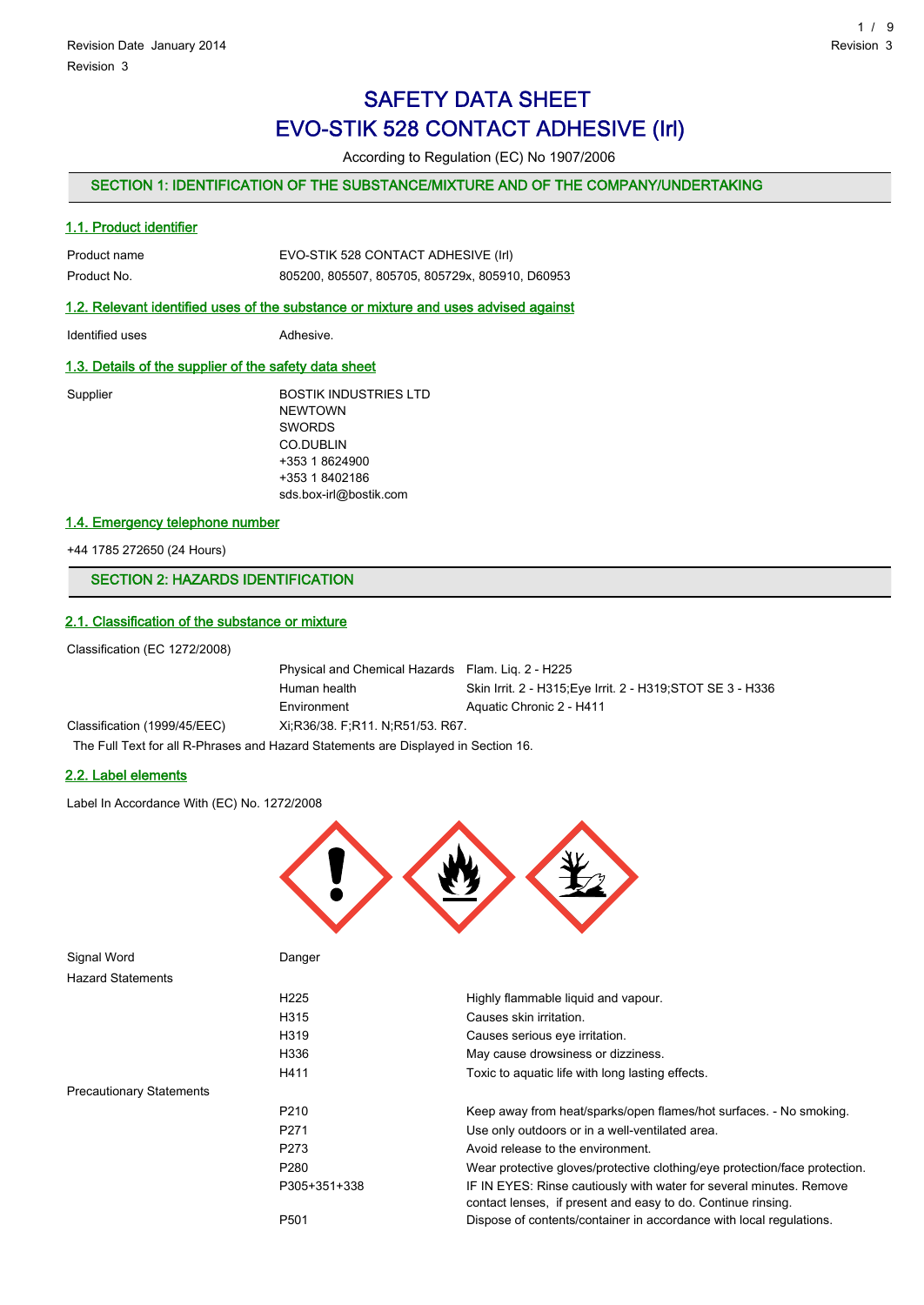Revision Date January 2014

Revision 3

# SAFETY DATA SHEET
# EVO-STIK 528 CONTACT ADHESIVE (Irl)

According to Regulation (EC) No 1907/2006

## SECTION 1: IDENTIFICATION OF THE SUBSTANCE/MIXTURE AND OF THE COMPANY/UNDERTAKING

### 1.1. Product identifier

| | |
|---|---|
| Product name | EVO-STIK 528 CONTACT ADHESIVE (Irl) |
| Product No. | 805200, 805507, 805705, 805729x, 805910, D60953 |

### 1.2. Relevant identified uses of the substance or mixture and uses advised against

| | |
|---|---|
| Identified uses | Adhesive. |

### 1.3. Details of the supplier of the safety data sheet

Supplier

BOSTIK INDUSTRIES LTD
NEWTOWN
SWORDS
CO.DUBLIN
+353 1 8624900
+353 1 8402186
sds.box-irl@bostik.com

### 1.4. Emergency telephone number

+44 1785 272650 (24 Hours)

## SECTION 2: HAZARDS IDENTIFICATION

### 2.1. Classification of the substance or mixture

Classification (EC 1272/2008)

| | | |
|---|---|---|
| | Physical and Chemical Hazards | Flam. Liq. 2 - H225 |
| | Human health | Skin Irrit. 2 - H315;Eye Irrit. 2 - H319;STOT SE 3 - H336 |
| | Environment | Aquatic Chronic 2 - H411 |
| Classification (1999/45/EEC) | Xi;R36/38. F;R11. N;R51/53. R67. | |

The Full Text for all R-Phrases and Hazard Statements are Displayed in Section 16.

### 2.2. Label elements

Label In Accordance With (EC) No. 1272/2008

| | | |
|---|---|---|
| Signal Word | Danger | |
| Hazard Statements | | |
| | H225 | Highly flammable liquid and vapour. |
| | H315 | Causes skin irritation. |
| | H319 | Causes serious eye irritation. |
| | H336 | May cause drowsiness or dizziness. |
| | H411 | Toxic to aquatic life with long lasting effects. |
| Precautionary Statements | | |
| | P210 | Keep away from heat/sparks/open flames/hot surfaces. - No smoking. |
| | P271 | Use only outdoors or in a well-ventilated area. |
| | P273 | Avoid release to the environment. |
| | P280 | Wear protective gloves/protective clothing/eye protection/face protection. |
| | P305+351+338 | IF IN EYES: Rinse cautiously with water for several minutes. Remove contact lenses, if present and easy to do. Continue rinsing. |
| | P501 | Dispose of contents/container in accordance with local regulations. |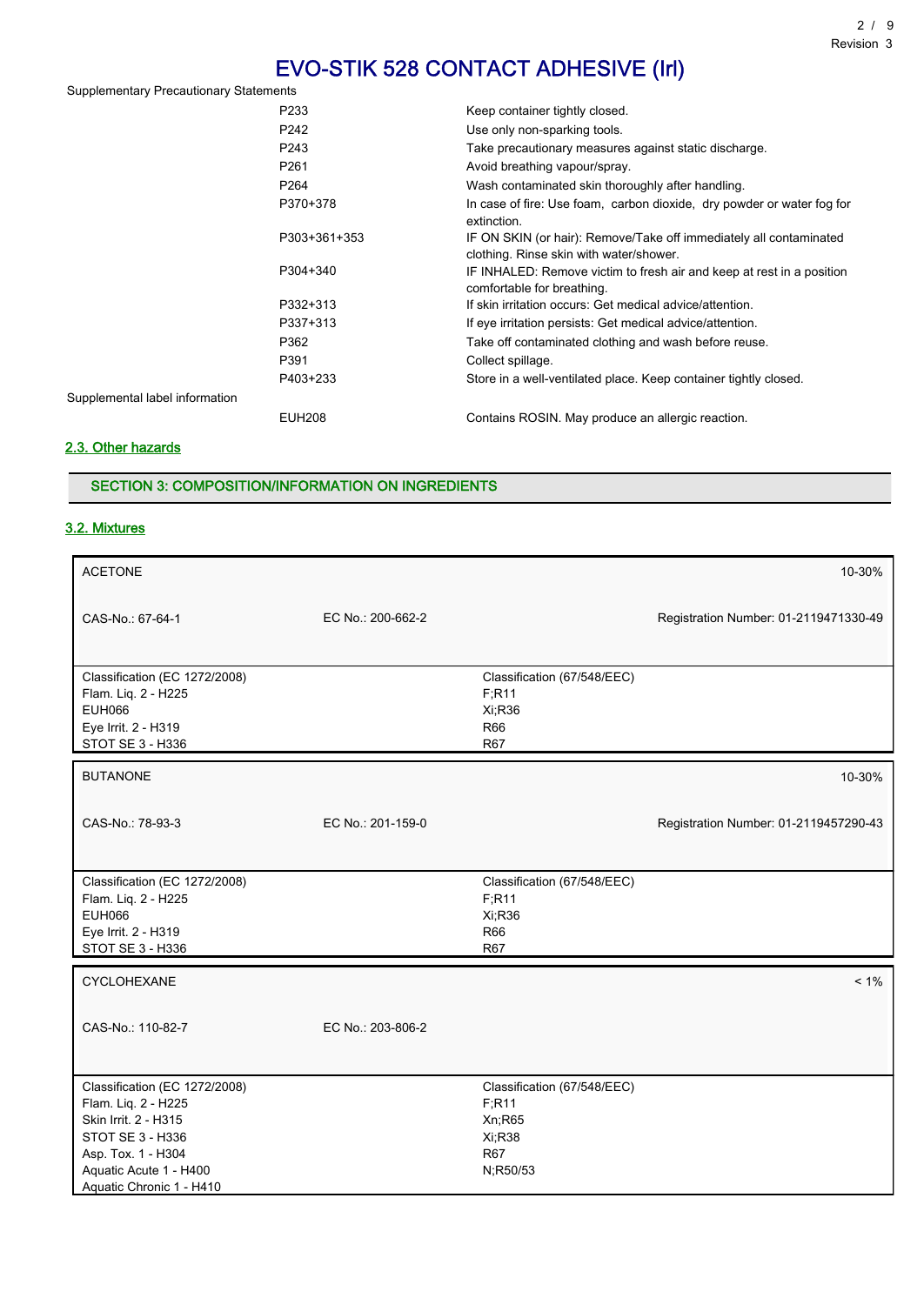# EVO-STIK 528 CONTACT ADHESIVE (Irl)

Supplementary Precautionary Statements

| | | |
|---|---|---|
| | P233 | Keep container tightly closed. |
| | P242 | Use only non-sparking tools. |
| | P243 | Take precautionary measures against static discharge. |
| | P261 | Avoid breathing vapour/spray. |
| | P264 | Wash contaminated skin thoroughly after handling. |
| | P370+378 | In case of fire: Use foam, carbon dioxide, dry powder or water fog for extinction. |
| | P303+361+353 | IF ON SKIN (or hair): Remove/Take off immediately all contaminated clothing. Rinse skin with water/shower. |
| | P304+340 | IF INHALED: Remove victim to fresh air and keep at rest in a position comfortable for breathing. |
| | P332+313 | If skin irritation occurs: Get medical advice/attention. |
| | P337+313 | If eye irritation persists: Get medical advice/attention. |
| | P362 | Take off contaminated clothing and wash before reuse. |
| | P391 | Collect spillage. |
| | P403+233 | Store in a well-ventilated place. Keep container tightly closed. |
| Supplemental label information | | |
| | EUH208 | Contains ROSIN. May produce an allergic reaction. |

## 2.3. Other hazards

## SECTION 3: COMPOSITION/INFORMATION ON INGREDIENTS

## 3.2. Mixtures

| ACETONE | | 10-30% |
|---|---|---|
| CAS-No.: 67-64-1 | EC No.: 200-662-2 | Registration Number: 01-2119471330-49 |

| Classification (EC 1272/2008) | Classification (67/548/EEC) |
|---|---|
| Flam. Liq. 2 - H225 | F;R11 |
| EUH066 | Xi;R36 |
| Eye Irrit. 2 - H319 | R66 |
| STOT SE 3 - H336 | R67 |

| BUTANONE | | 10-30% |
|---|---|---|
| CAS-No.: 78-93-3 | EC No.: 201-159-0 | Registration Number: 01-2119457290-43 |

| Classification (EC 1272/2008) | Classification (67/548/EEC) |
|---|---|
| Flam. Liq. 2 - H225 | F;R11 |
| EUH066 | Xi;R36 |
| Eye Irrit. 2 - H319 | R66 |
| STOT SE 3 - H336 | R67 |

| CYCLOHEXANE | | < 1% |
|---|---|---|
| CAS-No.: 110-82-7 | EC No.: 203-806-2 | |

| Classification (EC 1272/2008) | Classification (67/548/EEC) |
|---|---|
| Flam. Liq. 2 - H225 | F;R11 |
| Skin Irrit. 2 - H315 | Xn;R65 |
| STOT SE 3 - H336 | Xi;R38 |
| Asp. Tox. 1 - H304 | R67 |
| Aquatic Acute 1 - H400 | N;R50/53 |
| Aquatic Chronic 1 - H410 | |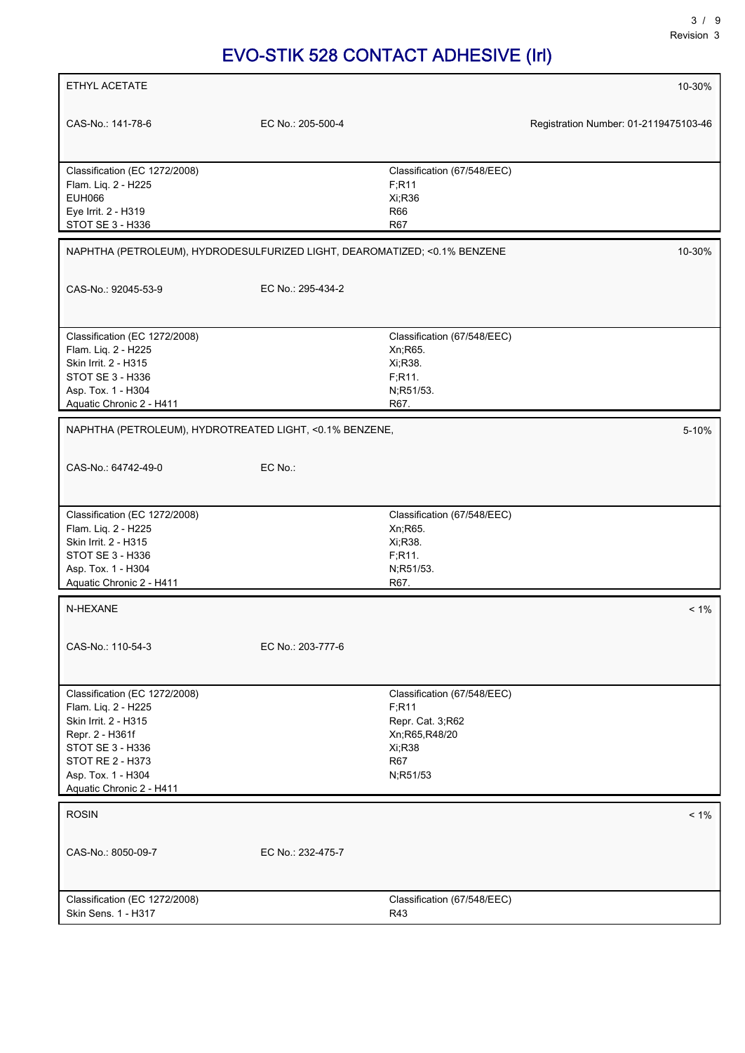# EVO-STIK 528 CONTACT ADHESIVE (Irl)

| ETHYL ACETATE | | | 10-30% |
|---|---|---|---|
| CAS-No.: 141-78-6 | EC No.: 205-500-4 | | Registration Number: 01-2119475103-46 |

| Classification (EC 1272/2008) | Classification (67/548/EEC) |
|---|---|
| Flam. Liq. 2 - H225 | F;R11 |
| EUH066 | Xi;R36 |
| Eye Irrit. 2 - H319 | R66 |
| STOT SE 3 - H336 | R67 |

| NAPHTHA (PETROLEUM), HYDRODESULFURIZED LIGHT, DEAROMATIZED; <0.1% BENZENE | | 10-30% |
|---|---|---|
| CAS-No.: 92045-53-9 | EC No.: 295-434-2 | |

| Classification (EC 1272/2008) | Classification (67/548/EEC) |
|---|---|
| Flam. Liq. 2 - H225 | Xn;R65. |
| Skin Irrit. 2 - H315 | Xi;R38. |
| STOT SE 3 - H336 | F;R11. |
| Asp. Tox. 1 - H304 | N;R51/53. |
| Aquatic Chronic 2 - H411 | R67. |

| NAPHTHA (PETROLEUM), HYDROTREATED LIGHT, <0.1% BENZENE, | | 5-10% |
|---|---|---|
| CAS-No.: 64742-49-0 | EC No.: | |

| Classification (EC 1272/2008) | Classification (67/548/EEC) |
|---|---|
| Flam. Liq. 2 - H225 | Xn;R65. |
| Skin Irrit. 2 - H315 | Xi;R38. |
| STOT SE 3 - H336 | F;R11. |
| Asp. Tox. 1 - H304 | N;R51/53. |
| Aquatic Chronic 2 - H411 | R67. |

| N-HEXANE | | < 1% |
|---|---|---|
| CAS-No.: 110-54-3 | EC No.: 203-777-6 | |

| Classification (EC 1272/2008) | Classification (67/548/EEC) |
|---|---|
| Flam. Liq. 2 - H225 | F;R11 |
| Skin Irrit. 2 - H315 | Repr. Cat. 3;R62 |
| Repr. 2 - H361f | Xn;R65,R48/20 |
| STOT SE 3 - H336 | Xi;R38 |
| STOT RE 2 - H373 | R67 |
| Asp. Tox. 1 - H304 | N;R51/53 |
| Aquatic Chronic 2 - H411 | |

| ROSIN | | < 1% |
|---|---|---|
| CAS-No.: 8050-09-7 | EC No.: 232-475-7 | |

| Classification (EC 1272/2008) | Classification (67/548/EEC) |
|---|---|
| Skin Sens. 1 - H317 | R43 |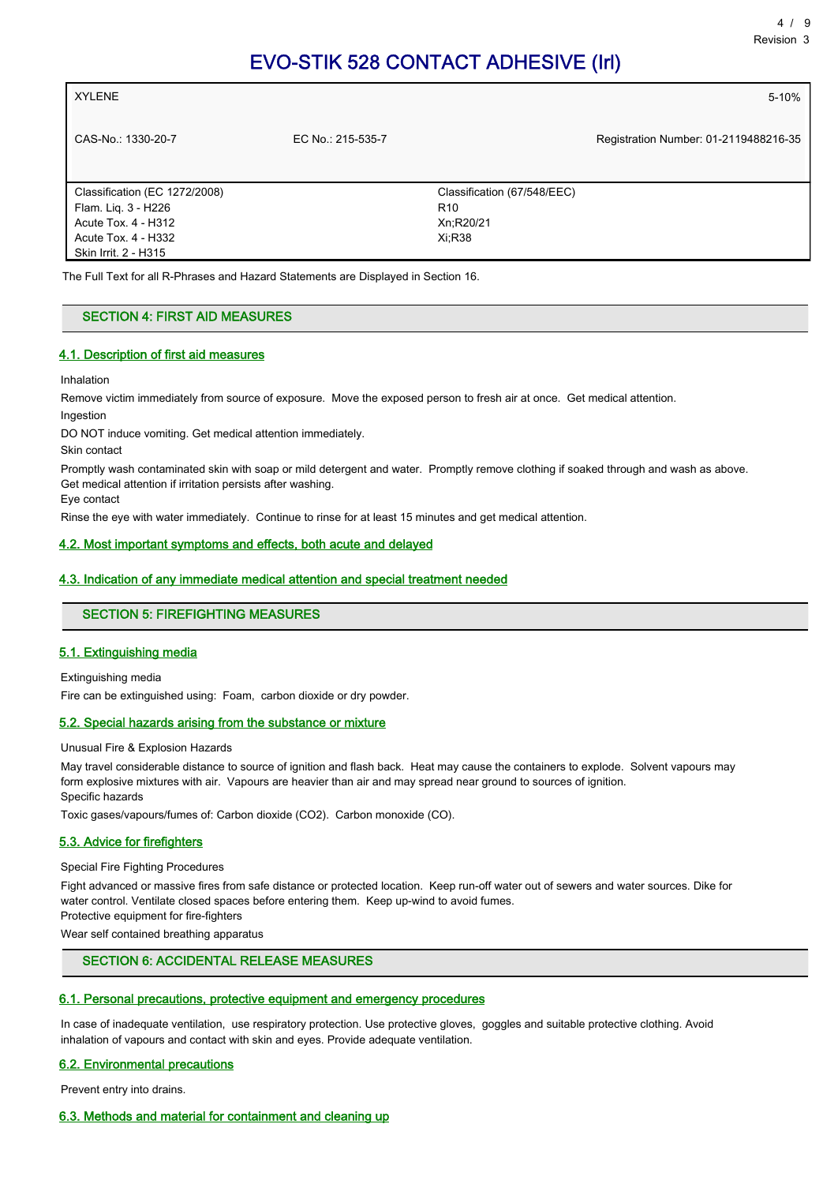| XYLENE | | 5-10% |
|---|---|---|
| CAS-No.: 1330-20-7 | EC No.: 215-535-7 | Registration Number: 01-2119488216-35 |

| Classification (EC 1272/2008) | Classification (67/548/EEC) |
|---|---|
| Flam. Liq. 3 - H226<br>Acute Tox. 4 - H312<br>Acute Tox. 4 - H332<br>Skin Irrit. 2 - H315 | R10<br>Xn;R20/21<br>Xi;R38 |

The Full Text for all R-Phrases and Hazard Statements are Displayed in Section 16.

## SECTION 4: FIRST AID MEASURES

### 4.1. Description of first aid measures

Inhalation

Remove victim immediately from source of exposure. Move the exposed person to fresh air at once. Get medical attention.

Ingestion

DO NOT induce vomiting. Get medical attention immediately.

Skin contact

Promptly wash contaminated skin with soap or mild detergent and water. Promptly remove clothing if soaked through and wash as above. Get medical attention if irritation persists after washing.

Eye contact

Rinse the eye with water immediately. Continue to rinse for at least 15 minutes and get medical attention.

### 4.2. Most important symptoms and effects, both acute and delayed

### 4.3. Indication of any immediate medical attention and special treatment needed

## SECTION 5: FIREFIGHTING MEASURES

### 5.1. Extinguishing media

Extinguishing media

Fire can be extinguished using: Foam, carbon dioxide or dry powder.

### 5.2. Special hazards arising from the substance or mixture

Unusual Fire & Explosion Hazards

May travel considerable distance to source of ignition and flash back. Heat may cause the containers to explode. Solvent vapours may form explosive mixtures with air. Vapours are heavier than air and may spread near ground to sources of ignition.

Specific hazards

Toxic gases/vapours/fumes of: Carbon dioxide ($CO_2$). Carbon monoxide (CO).

### 5.3. Advice for firefighters

Special Fire Fighting Procedures

Fight advanced or massive fires from safe distance or protected location. Keep run-off water out of sewers and water sources. Dike for water control. Ventilate closed spaces before entering them. Keep up-wind to avoid fumes.

Protective equipment for fire-fighters

Wear self contained breathing apparatus

## SECTION 6: ACCIDENTAL RELEASE MEASURES

### 6.1. Personal precautions, protective equipment and emergency procedures

In case of inadequate ventilation, use respiratory protection. Use protective gloves, goggles and suitable protective clothing. Avoid inhalation of vapours and contact with skin and eyes. Provide adequate ventilation.

### 6.2. Environmental precautions

Prevent entry into drains.

### 6.3. Methods and material for containment and cleaning up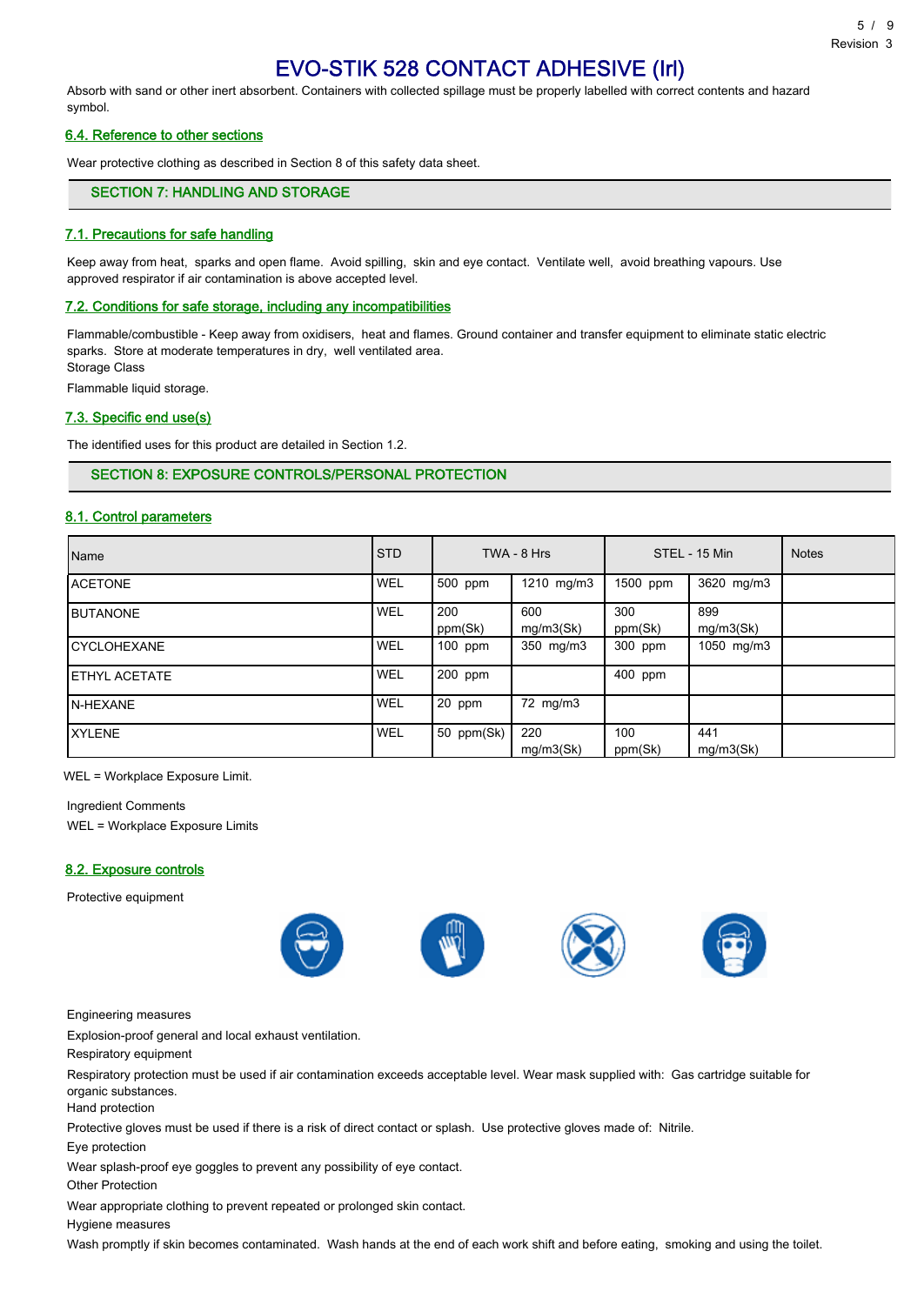# EVO-STIK 528 CONTACT ADHESIVE (Irl)

Absorb with sand or other inert absorbent. Containers with collected spillage must be properly labelled with correct contents and hazard symbol.

### 6.4. Reference to other sections

Wear protective clothing as described in Section 8 of this safety data sheet.

## SECTION 7: HANDLING AND STORAGE

### 7.1. Precautions for safe handling

Keep away from heat, sparks and open flame. Avoid spilling, skin and eye contact. Ventilate well, avoid breathing vapours. Use approved respirator if air contamination is above accepted level.

### 7.2. Conditions for safe storage, including any incompatibilities

Flammable/combustible - Keep away from oxidisers, heat and flames. Ground container and transfer equipment to eliminate static electric sparks. Store at moderate temperatures in dry, well ventilated area.

Storage Class

Flammable liquid storage.

### 7.3. Specific end use(s)

The identified uses for this product are detailed in Section 1.2.

## SECTION 8: EXPOSURE CONTROLS/PERSONAL PROTECTION

### 8.1. Control parameters

| Name | STD | TWA - 8 Hrs | | STEL - 15 Min | | Notes |
|---|---|---|---|---|---|---|
| ACETONE | WEL | 500 ppm | 1210 mg/m3 | 1500 ppm | 3620 mg/m3 | |
| BUTANONE | WEL | 200 ppm(Sk) | 600 mg/m3(Sk) | 300 ppm(Sk) | 899 mg/m3(Sk) | |
| CYCLOHEXANE | WEL | 100 ppm | 350 mg/m3 | 300 ppm | 1050 mg/m3 | |
| ETHYL ACETATE | WEL | 200 ppm | | 400 ppm | | |
| N-HEXANE | WEL | 20 ppm | 72 mg/m3 | | | |
| XYLENE | WEL | 50 ppm(Sk) | 220 mg/m3(Sk) | 100 ppm(Sk) | 441 mg/m3(Sk) | |

WEL = Workplace Exposure Limit.

Ingredient Comments

WEL = Workplace Exposure Limits

### 8.2. Exposure controls

Protective equipment

Engineering measures

Explosion-proof general and local exhaust ventilation.

Respiratory equipment

Respiratory protection must be used if air contamination exceeds acceptable level. Wear mask supplied with: Gas cartridge suitable for organic substances.

Hand protection

Protective gloves must be used if there is a risk of direct contact or splash. Use protective gloves made of: Nitrile.

Eye protection

Wear splash-proof eye goggles to prevent any possibility of eye contact.

Other Protection

Wear appropriate clothing to prevent repeated or prolonged skin contact.

Hygiene measures

Wash promptly if skin becomes contaminated. Wash hands at the end of each work shift and before eating, smoking and using the toilet.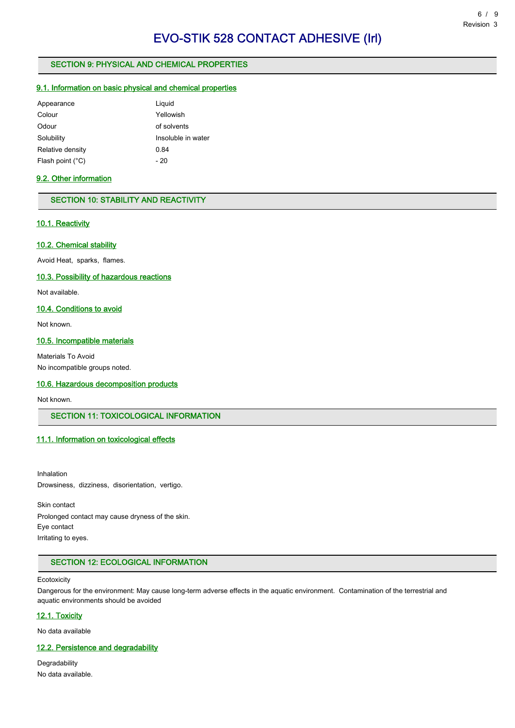## SECTION 9: PHYSICAL AND CHEMICAL PROPERTIES

### 9.1. Information on basic physical and chemical properties

| | |
|---|---|
| Appearance | Liquid |
| Colour | Yellowish |
| Odour | of solvents |
| Solubility | Insoluble in water |
| Relative density | 0.84 |
| Flash point (°C) | - 20 |

### 9.2. Other information

## SECTION 10: STABILITY AND REACTIVITY

### 10.1. Reactivity

### 10.2. Chemical stability

Avoid Heat, sparks, flames.

### 10.3. Possibility of hazardous reactions

Not available.

### 10.4. Conditions to avoid

Not known.

### 10.5. Incompatible materials

Materials To Avoid

No incompatible groups noted.

### 10.6. Hazardous decomposition products

Not known.

## SECTION 11: TOXICOLOGICAL INFORMATION

### 11.1. Information on toxicological effects

Inhalation

Drowsiness, dizziness, disorientation, vertigo.

Skin contact

Prolonged contact may cause dryness of the skin.

Eye contact

Irritating to eyes.

## SECTION 12: ECOLOGICAL INFORMATION

Ecotoxicity

Dangerous for the environment: May cause long-term adverse effects in the aquatic environment. Contamination of the terrestrial and aquatic environments should be avoided

### 12.1. Toxicity

No data available

### 12.2. Persistence and degradability

Degradability

No data available.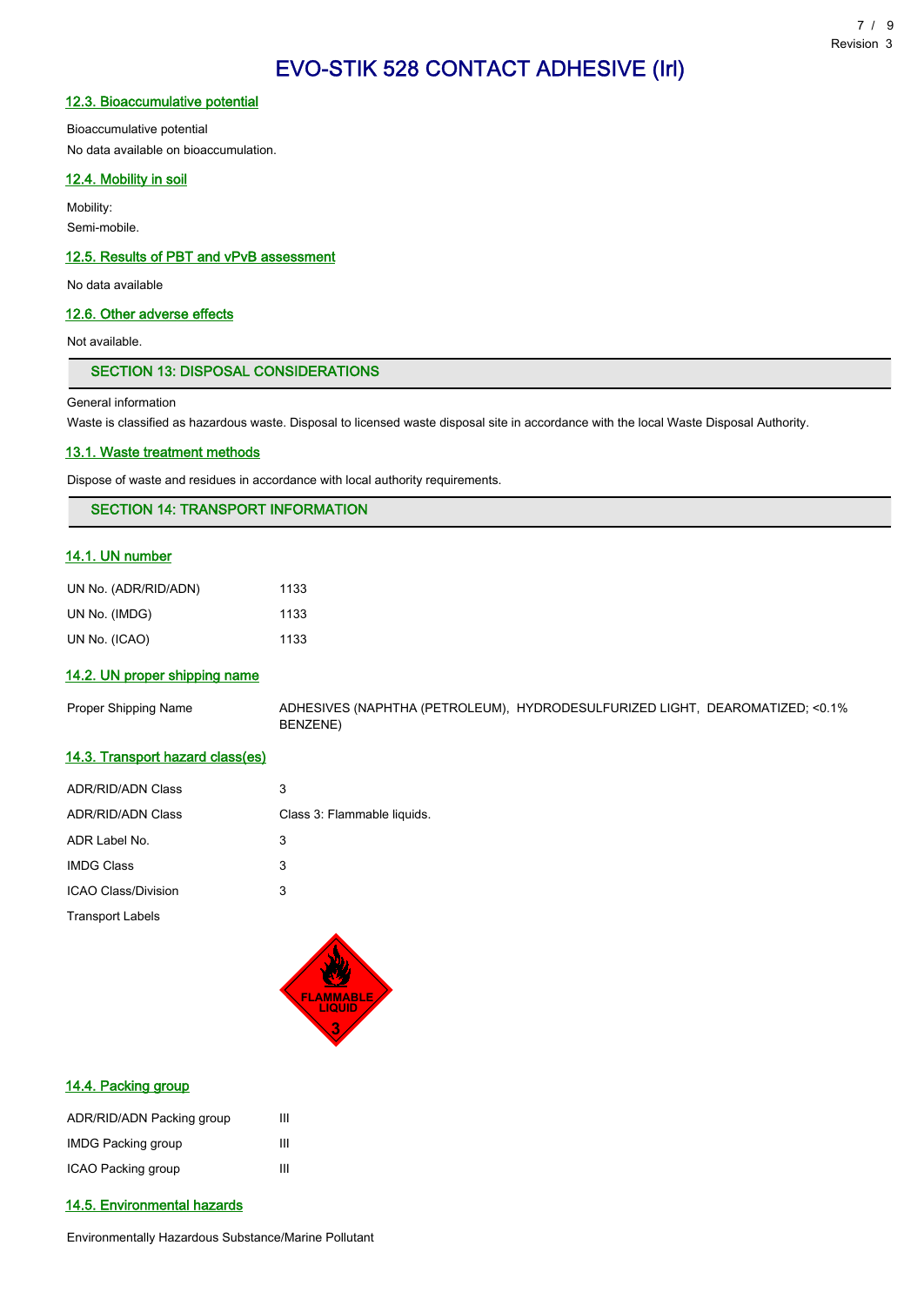# EVO-STIK 528 CONTACT ADHESIVE (Irl)

### 12.3. Bioaccumulative potential

Bioaccumulative potential
No data available on bioaccumulation.

### 12.4. Mobility in soil

Mobility:
Semi-mobile.

### 12.5. Results of PBT and vPvB assessment

No data available

### 12.6. Other adverse effects

Not available.

## SECTION 13: DISPOSAL CONSIDERATIONS

General information
Waste is classified as hazardous waste. Disposal to licensed waste disposal site in accordance with the local Waste Disposal Authority.

### 13.1. Waste treatment methods

Dispose of waste and residues in accordance with local authority requirements.

## SECTION 14: TRANSPORT INFORMATION

### 14.1. UN number

| | |
|---|---|
| UN No. (ADR/RID/ADN) | 1133 |
| UN No. (IMDG) | 1133 |
| UN No. (ICAO) | 1133 |

### 14.2. UN proper shipping name

| | |
|---|---|
| Proper Shipping Name | ADHESIVES (NAPHTHA (PETROLEUM), HYDRODESULFURIZED LIGHT, DEAROMATIZED; <0.1% BENZENE) |

### 14.3. Transport hazard class(es)

| | |
|---|---|
| ADR/RID/ADN Class | 3 |
| ADR/RID/ADN Class | Class 3: Flammable liquids. |
| ADR Label No. | 3 |
| IMDG Class | 3 |
| ICAO Class/Division | 3 |

Transport Labels

### 14.4. Packing group

| | |
|---|---|
| ADR/RID/ADN Packing group | III |
| IMDG Packing group | III |
| ICAO Packing group | III |

### 14.5. Environmental hazards

Environmentally Hazardous Substance/Marine Pollutant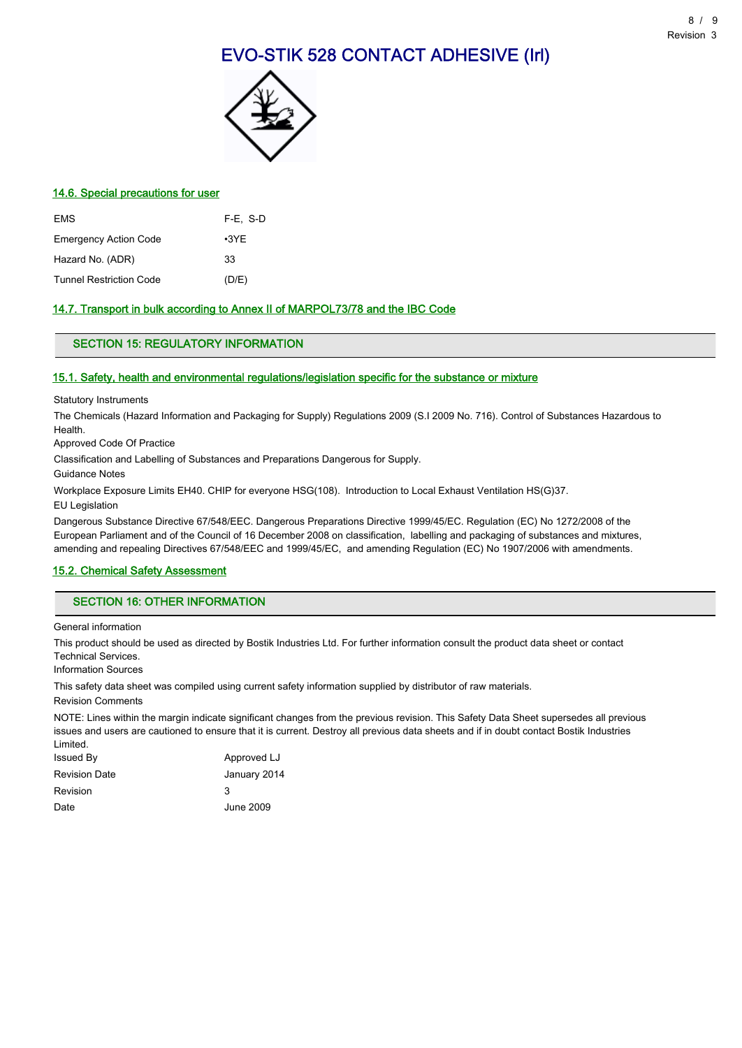# EVO-STIK 528 CONTACT ADHESIVE (Irl)

### 14.6. Special precautions for user

| | |
|---|---|
| EMS | F-E, S-D |
| Emergency Action Code | •3YE |
| Hazard No. (ADR) | 33 |
| Tunnel Restriction Code | (D/E) |

### 14.7. Transport in bulk according to Annex II of MARPOL73/78 and the IBC Code

## SECTION 15: REGULATORY INFORMATION

### 15.1. Safety, health and environmental regulations/legislation specific for the substance or mixture

Statutory Instruments

The Chemicals (Hazard Information and Packaging for Supply) Regulations 2009 (S.I 2009 No. 716). Control of Substances Hazardous to Health.

Approved Code Of Practice

Classification and Labelling of Substances and Preparations Dangerous for Supply.

Guidance Notes

Workplace Exposure Limits EH40. CHIP for everyone HSG(108). Introduction to Local Exhaust Ventilation HS(G)37.

EU Legislation

Dangerous Substance Directive 67/548/EEC. Dangerous Preparations Directive 1999/45/EC. Regulation (EC) No 1272/2008 of the European Parliament and of the Council of 16 December 2008 on classification, labelling and packaging of substances and mixtures, amending and repealing Directives 67/548/EEC and 1999/45/EC, and amending Regulation (EC) No 1907/2006 with amendments.

### 15.2. Chemical Safety Assessment

## SECTION 16: OTHER INFORMATION

General information

This product should be used as directed by Bostik Industries Ltd. For further information consult the product data sheet or contact Technical Services.

Information Sources

This safety data sheet was compiled using current safety information supplied by distributor of raw materials.

Revision Comments

NOTE: Lines within the margin indicate significant changes from the previous revision. This Safety Data Sheet supersedes all previous issues and users are cautioned to ensure that it is current. Destroy all previous data sheets and if in doubt contact Bostik Industries Limited.

| | |
|---|---|
| Issued By | Approved LJ |
| Revision Date | January 2014 |
| Revision | 3 |
| Date | June 2009 |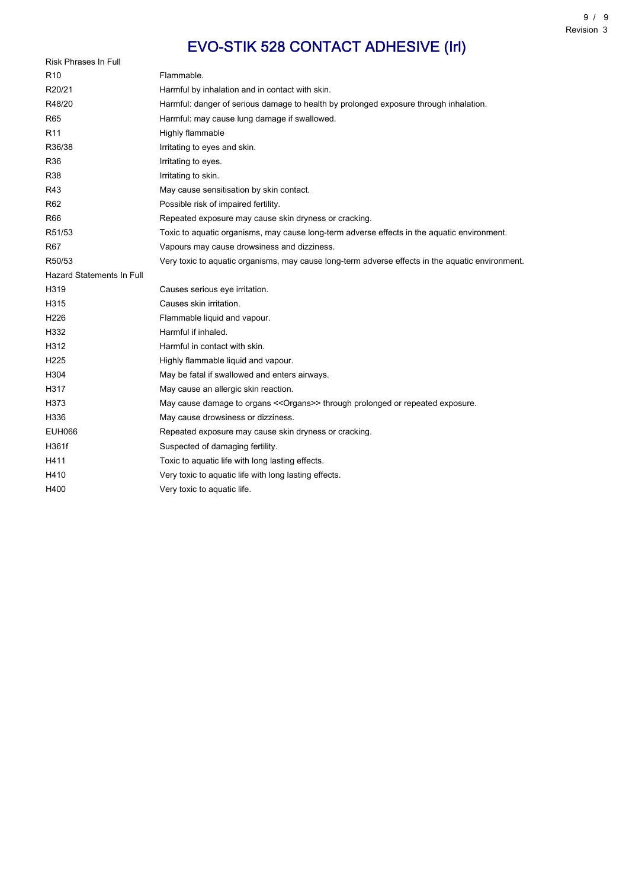# EVO-STIK 528 CONTACT ADHESIVE (Irl)

| | |
|---|---|
| **Risk Phrases In Full** | |
| R10 | Flammable. |
| R20/21 | Harmful by inhalation and in contact with skin. |
| R48/20 | Harmful: danger of serious damage to health by prolonged exposure through inhalation. |
| R65 | Harmful: may cause lung damage if swallowed. |
| R11 | Highly flammable |
| R36/38 | Irritating to eyes and skin. |
| R36 | Irritating to eyes. |
| R38 | Irritating to skin. |
| R43 | May cause sensitisation by skin contact. |
| R62 | Possible risk of impaired fertility. |
| R66 | Repeated exposure may cause skin dryness or cracking. |
| R51/53 | Toxic to aquatic organisms, may cause long-term adverse effects in the aquatic environment. |
| R67 | Vapours may cause drowsiness and dizziness. |
| R50/53 | Very toxic to aquatic organisms, may cause long-term adverse effects in the aquatic environment. |
| **Hazard Statements In Full** | |
| H319 | Causes serious eye irritation. |
| H315 | Causes skin irritation. |
| H226 | Flammable liquid and vapour. |
| H332 | Harmful if inhaled. |
| H312 | Harmful in contact with skin. |
| H225 | Highly flammable liquid and vapour. |
| H304 | May be fatal if swallowed and enters airways. |
| H317 | May cause an allergic skin reaction. |
| H373 | May cause damage to organs <<Organs>> through prolonged or repeated exposure. |
| H336 | May cause drowsiness or dizziness. |
| EUH066 | Repeated exposure may cause skin dryness or cracking. |
| H361f | Suspected of damaging fertility. |
| H411 | Toxic to aquatic life with long lasting effects. |
| H410 | Very toxic to aquatic life with long lasting effects. |
| H400 | Very toxic to aquatic life. |